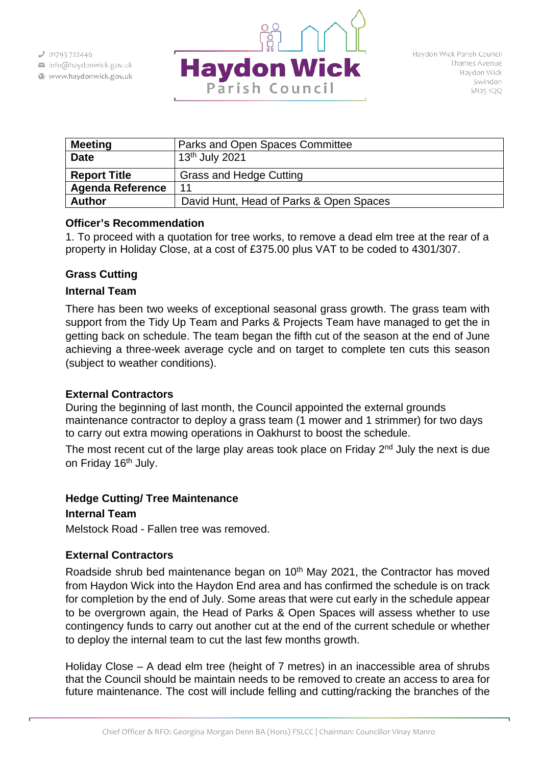| Meeting | Parks and Open Spaces Committee |
|---|---|
| Date | 13th July 2021 |
| Report Title | Grass and Hedge Cutting |
| Agenda Reference | 11 |
| Author | David Hunt, Head of Parks & Open Spaces |

**Officer's Recommendation**

1. To proceed with a quotation for tree works, to remove a dead elm tree at the rear of a property in Holiday Close, at a cost of £375.00 plus VAT to be coded to 4301/307.

## Grass Cutting

### Internal Team

There has been two weeks of exceptional seasonal grass growth. The grass team with support from the Tidy Up Team and Parks & Projects Team have managed to get the in getting back on schedule. The team began the fifth cut of the season at the end of June achieving a three-week average cycle and on target to complete ten cuts this season (subject to weather conditions).

### External Contractors

During the beginning of last month, the Council appointed the external grounds maintenance contractor to deploy a grass team (1 mower and 1 strimmer) for two days to carry out extra mowing operations in Oakhurst to boost the schedule.

The most recent cut of the large play areas took place on Friday 2nd July the next is due on Friday 16th July.

## Hedge Cutting/ Tree Maintenance

### Internal Team

Melstock Road - Fallen tree was removed.

### External Contractors

Roadside shrub bed maintenance began on 10th May 2021, the Contractor has moved from Haydon Wick into the Haydon End area and has confirmed the schedule is on track for completion by the end of July. Some areas that were cut early in the schedule appear to be overgrown again, the Head of Parks & Open Spaces will assess whether to use contingency funds to carry out another cut at the end of the current schedule or whether to deploy the internal team to cut the last few months growth.

Holiday Close – A dead elm tree (height of 7 metres) in an inaccessible area of shrubs that the Council should be maintain needs to be removed to create an access to area for future maintenance. The cost will include felling and cutting/racking the branches of the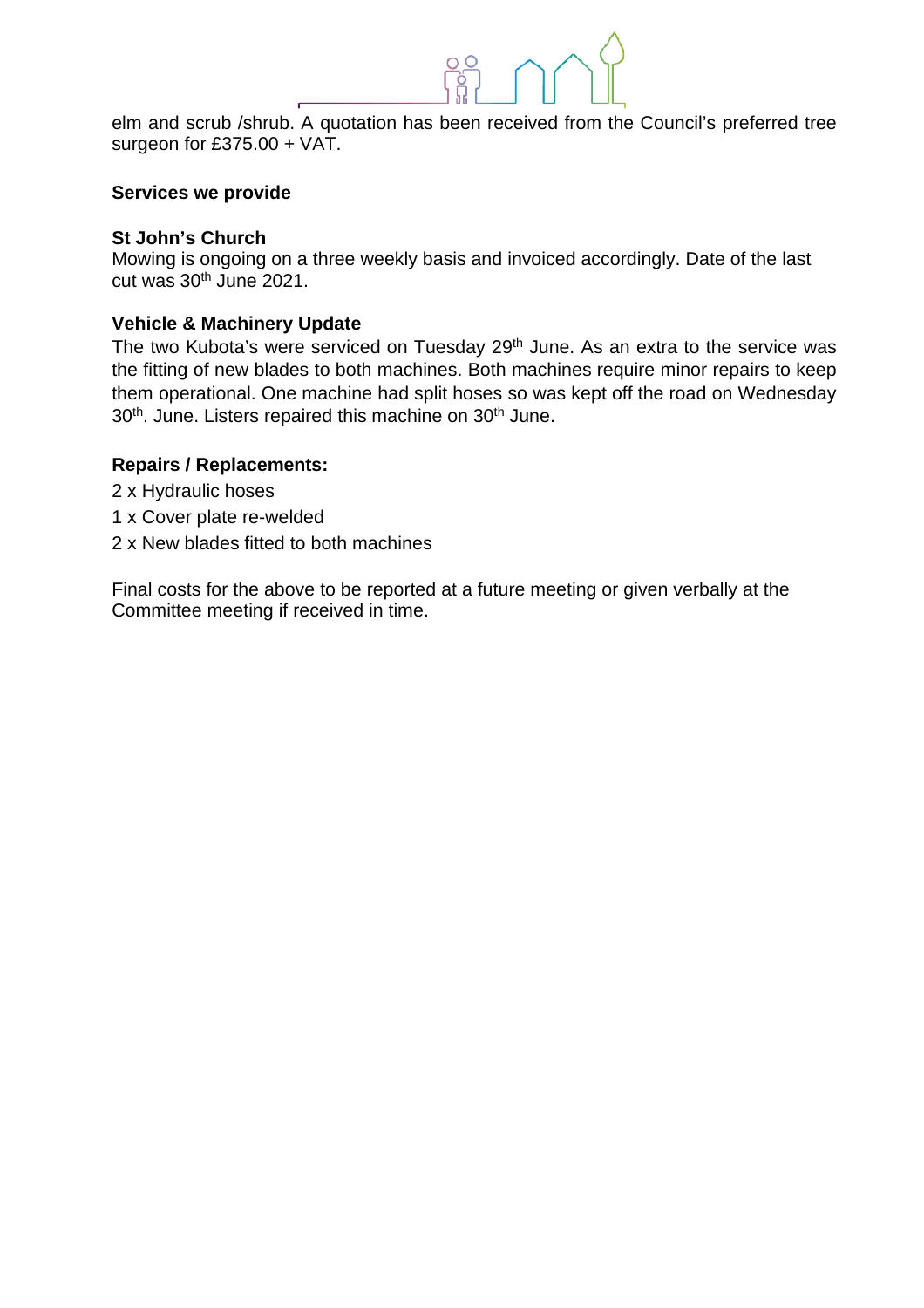elm and scrub /shrub. A quotation has been received from the Council's preferred tree surgeon for £375.00 + VAT.

**Services we provide**

**St John's Church**
Mowing is ongoing on a three weekly basis and invoiced accordingly. Date of the last cut was 30th June 2021.

**Vehicle & Machinery Update**
The two Kubota's were serviced on Tuesday 29th June. As an extra to the service was the fitting of new blades to both machines. Both machines require minor repairs to keep them operational. One machine had split hoses so was kept off the road on Wednesday 30th. June. Listers repaired this machine on 30th June.

**Repairs / Replacements:**

2 x Hydraulic hoses

1 x Cover plate re-welded

2 x New blades fitted to both machines

Final costs for the above to be reported at a future meeting or given verbally at the Committee meeting if received in time.